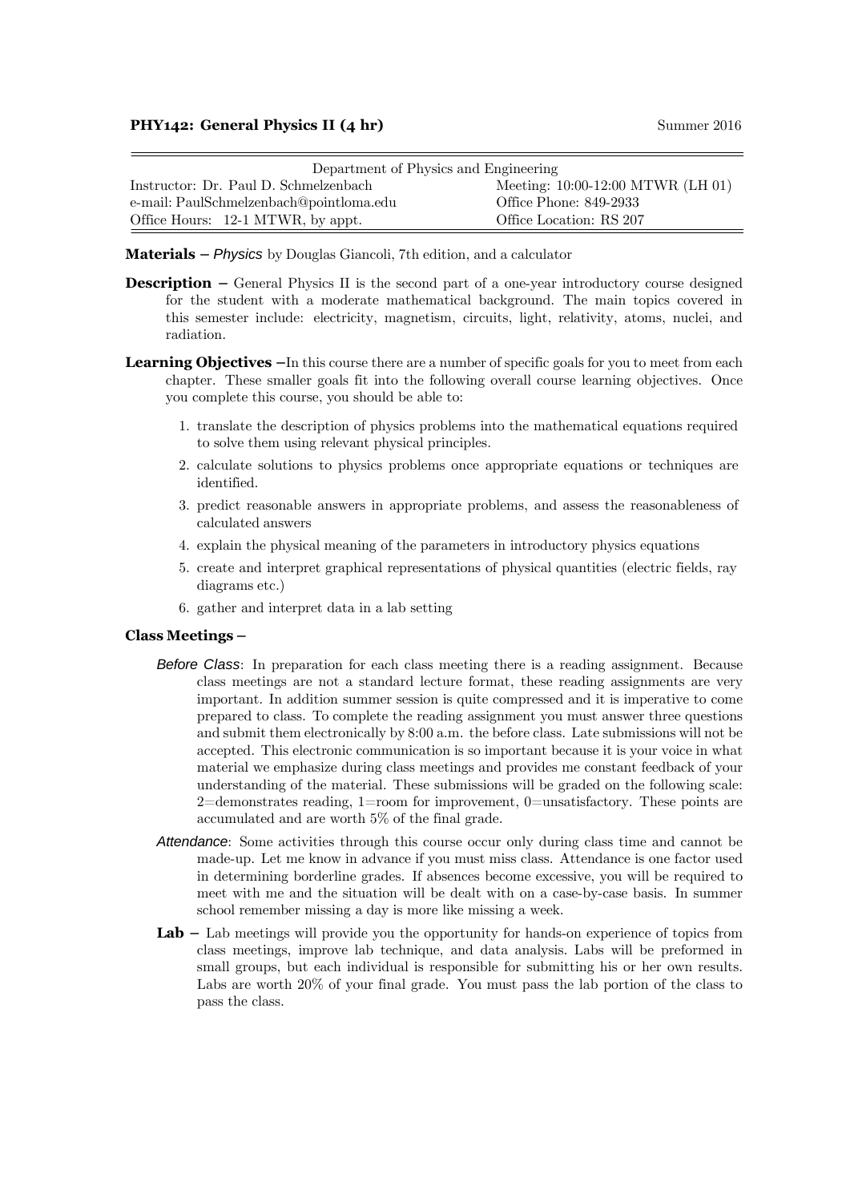**PHY142: General Physics II (4 hr)** Summer 2016

Department of Physics and Engineering

| | |
|---|---|
| Instructor: Dr. Paul D. Schmelzenbach | Meeting: 10:00-12:00 MTWR (LH 01) |
| e-mail: PaulSchmelzenbach@pointloma.edu | Office Phone: 849-2933 |
| Office Hours: 12-1 MTWR, by appt. | Office Location: RS 207 |

**Materials –** *Physics* by Douglas Giancoli, 7th edition, and a calculator

**Description –** General Physics II is the second part of a one-year introductory course designed for the student with a moderate mathematical background. The main topics covered in this semester include: electricity, magnetism, circuits, light, relativity, atoms, nuclei, and radiation.

**Learning Objectives –**In this course there are a number of specific goals for you to meet from each chapter. These smaller goals fit into the following overall course learning objectives. Once you complete this course, you should be able to:

1. translate the description of physics problems into the mathematical equations required to solve them using relevant physical principles.
2. calculate solutions to physics problems once appropriate equations or techniques are identified.
3. predict reasonable answers in appropriate problems, and assess the reasonableness of calculated answers
4. explain the physical meaning of the parameters in introductory physics equations
5. create and interpret graphical representations of physical quantities (electric fields, ray diagrams etc.)
6. gather and interpret data in a lab setting

**Class Meetings –**

*Before Class*: In preparation for each class meeting there is a reading assignment. Because class meetings are not a standard lecture format, these reading assignments are very important. In addition summer session is quite compressed and it is imperative to come prepared to class. To complete the reading assignment you must answer three questions and submit them electronically by 8:00 a.m. the before class. Late submissions will not be accepted. This electronic communication is so important because it is your voice in what material we emphasize during class meetings and provides me constant feedback of your understanding of the material. These submissions will be graded on the following scale: 2=demonstrates reading, 1=room for improvement, 0=unsatisfactory. These points are accumulated and are worth 5% of the final grade.

*Attendance*: Some activities through this course occur only during class time and cannot be made-up. Let me know in advance if you must miss class. Attendance is one factor used in determining borderline grades. If absences become excessive, you will be required to meet with me and the situation will be dealt with on a case-by-case basis. In summer school remember missing a day is more like missing a week.

**Lab –** Lab meetings will provide you the opportunity for hands-on experience of topics from class meetings, improve lab technique, and data analysis. Labs will be preformed in small groups, but each individual is responsible for submitting his or her own results. Labs are worth 20% of your final grade. You must pass the lab portion of the class to pass the class.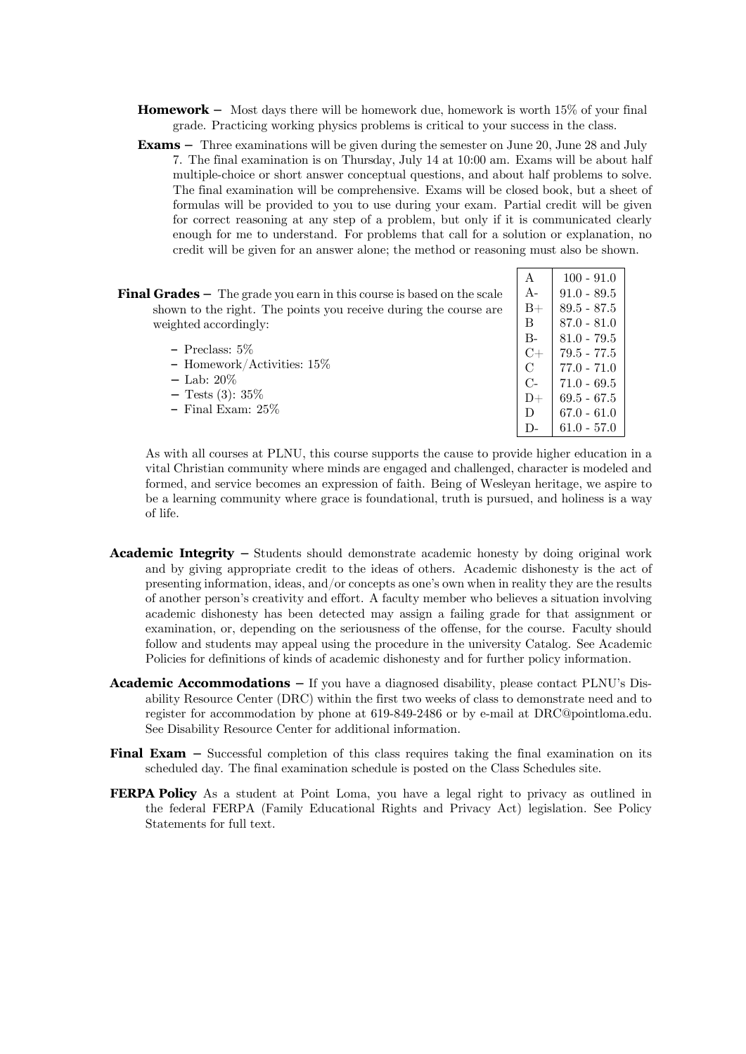- **Homework –** Most days there will be homework due, homework is worth 15% of your final grade. Practicing working physics problems is critical to your success in the class.
- **Exams –** Three examinations will be given during the semester on June 20, June 28 and July 7. The final examination is on Thursday, July 14 at 10:00 am. Exams will be about half multiple-choice or short answer conceptual questions, and about half problems to solve. The final examination will be comprehensive. Exams will be closed book, but a sheet of formulas will be provided to you to use during your exam. Partial credit will be given for correct reasoning at any step of a problem, but only if it is communicated clearly enough for me to understand. For problems that call for a solution or explanation, no credit will be given for an answer alone; the method or reasoning must also be shown.

**Final Grades –** The grade you earn in this course is based on the scale shown to the right. The points you receive during the course are weighted accordingly:

- Preclass: 5%
- Homework/Activities: 15%
- Lab: 20%
- Tests (3): 35%
- Final Exam: 25%

| | |
|---|---|
| A | 100 - 91.0 |
| A- | 91.0 - 89.5 |
| B+ | 89.5 - 87.5 |
| B | 87.0 - 81.0 |
| B- | 81.0 - 79.5 |
| C+ | 79.5 - 77.5 |
| C | 77.0 - 71.0 |
| C- | 71.0 - 69.5 |
| D+ | 69.5 - 67.5 |
| D | 67.0 - 61.0 |
| D- | 61.0 - 57.0 |

As with all courses at PLNU, this course supports the cause to provide higher education in a vital Christian community where minds are engaged and challenged, character is modeled and formed, and service becomes an expression of faith. Being of Wesleyan heritage, we aspire to be a learning community where grace is foundational, truth is pursued, and holiness is a way of life.

**Academic Integrity –** Students should demonstrate academic honesty by doing original work and by giving appropriate credit to the ideas of others. Academic dishonesty is the act of presenting information, ideas, and/or concepts as one's own when in reality they are the results of another person's creativity and effort. A faculty member who believes a situation involving academic dishonesty has been detected may assign a failing grade for that assignment or examination, or, depending on the seriousness of the offense, for the course. Faculty should follow and students may appeal using the procedure in the university Catalog. See Academic Policies for definitions of kinds of academic dishonesty and for further policy information.

**Academic Accommodations –** If you have a diagnosed disability, please contact PLNU's Disability Resource Center (DRC) within the first two weeks of class to demonstrate need and to register for accommodation by phone at 619-849-2486 or by e-mail at DRC@pointloma.edu. See Disability Resource Center for additional information.

**Final Exam –** Successful completion of this class requires taking the final examination on its scheduled day. The final examination schedule is posted on the Class Schedules site.

**FERPA Policy** As a student at Point Loma, you have a legal right to privacy as outlined in the federal FERPA (Family Educational Rights and Privacy Act) legislation. See Policy Statements for full text.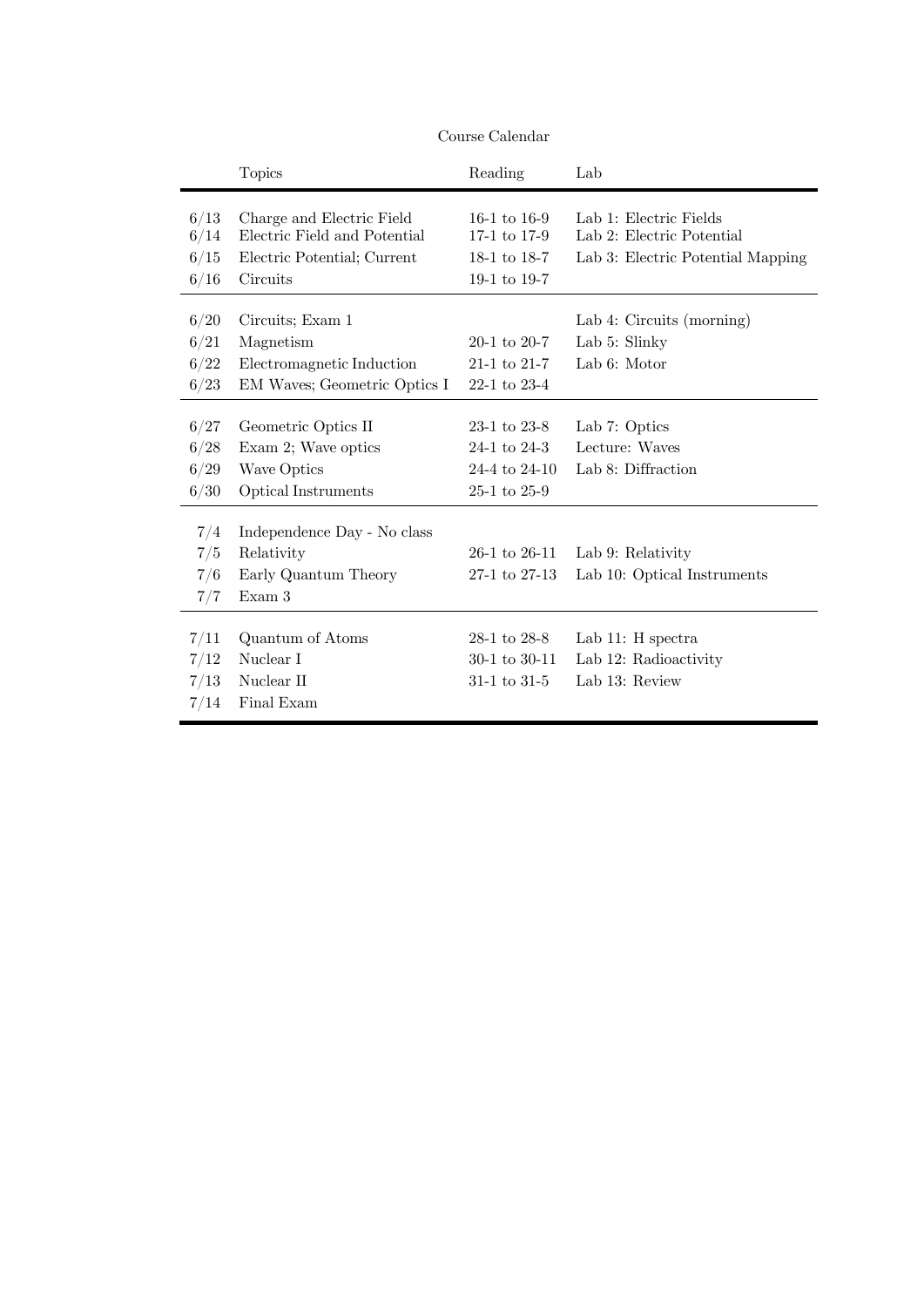Course Calendar

| | Topics | Reading | Lab |
|---|---|---|---|
| 6/13 | Charge and Electric Field | 16-1 to 16-9 | Lab 1: Electric Fields |
| 6/14 | Electric Field and Potential | 17-1 to 17-9 | Lab 2: Electric Potential |
| 6/15 | Electric Potential; Current | 18-1 to 18-7 | Lab 3: Electric Potential Mapping |
| 6/16 | Circuits | 19-1 to 19-7 | |
| 6/20 | Circuits; Exam 1 | | Lab 4: Circuits (morning) |
| 6/21 | Magnetism | 20-1 to 20-7 | Lab 5: Slinky |
| 6/22 | Electromagnetic Induction | 21-1 to 21-7 | Lab 6: Motor |
| 6/23 | EM Waves; Geometric Optics I | 22-1 to 23-4 | |
| 6/27 | Geometric Optics II | 23-1 to 23-8 | Lab 7: Optics |
| 6/28 | Exam 2; Wave optics | 24-1 to 24-3 | Lecture: Waves |
| 6/29 | Wave Optics | 24-4 to 24-10 | Lab 8: Diffraction |
| 6/30 | Optical Instruments | 25-1 to 25-9 | |
| 7/4 | Independence Day - No class | | |
| 7/5 | Relativity | 26-1 to 26-11 | Lab 9: Relativity |
| 7/6 | Early Quantum Theory | 27-1 to 27-13 | Lab 10: Optical Instruments |
| 7/7 | Exam 3 | | |
| 7/11 | Quantum of Atoms | 28-1 to 28-8 | Lab 11: H spectra |
| 7/12 | Nuclear I | 30-1 to 30-11 | Lab 12: Radioactivity |
| 7/13 | Nuclear II | 31-1 to 31-5 | Lab 13: Review |
| 7/14 | Final Exam | | |